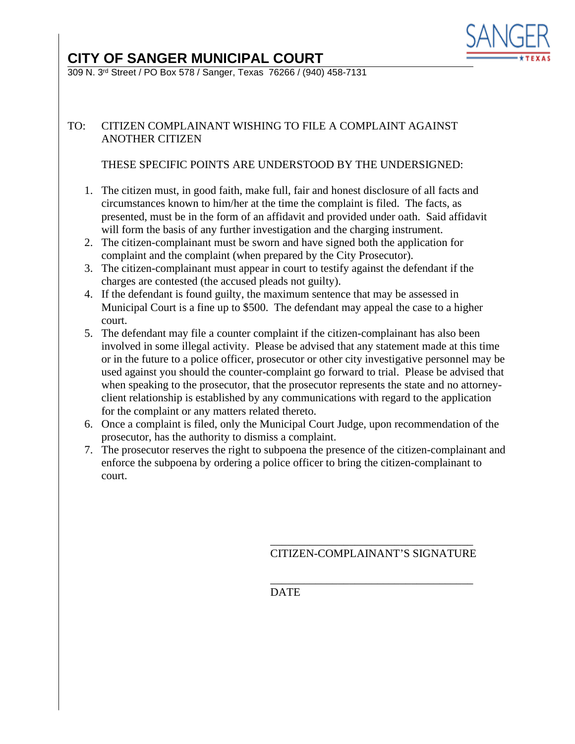# CITY OF SANGER MUNICIPAL COURT

309 N. 3rd Street / PO Box 578 / Sanger, Texas 76266 / (940) 458-7131

TO: CITIZEN COMPLAINANT WISHING TO FILE A COMPLAINT AGAINST ANOTHER CITIZEN

THESE SPECIFIC POINTS ARE UNDERSTOOD BY THE UNDERSIGNED:

1. The citizen must, in good faith, make full, fair and honest disclosure of all facts and circumstances known to him/her at the time the complaint is filed. The facts, as presented, must be in the form of an affidavit and provided under oath. Said affidavit will form the basis of any further investigation and the charging instrument.
2. The citizen-complainant must be sworn and have signed both the application for complaint and the complaint (when prepared by the City Prosecutor).
3. The citizen-complainant must appear in court to testify against the defendant if the charges are contested (the accused pleads not guilty).
4. If the defendant is found guilty, the maximum sentence that may be assessed in Municipal Court is a fine up to $500. The defendant may appeal the case to a higher court.
5. The defendant may file a counter complaint if the citizen-complainant has also been involved in some illegal activity. Please be advised that any statement made at this time or in the future to a police officer, prosecutor or other city investigative personnel may be used against you should the counter-complaint go forward to trial. Please be advised that when speaking to the prosecutor, that the prosecutor represents the state and no attorney-client relationship is established by any communications with regard to the application for the complaint or any matters related thereto.
6. Once a complaint is filed, only the Municipal Court Judge, upon recommendation of the prosecutor, has the authority to dismiss a complaint.
7. The prosecutor reserves the right to subpoena the presence of the citizen-complainant and enforce the subpoena by ordering a police officer to bring the citizen-complainant to court.

\_\_\_\_\_\_\_\_\_\_\_\_\_\_\_\_\_\_\_\_\_\_\_\_\_\_\_\_\_\_\_\_\_\_\_\_
CITIZEN-COMPLAINANT'S SIGNATURE

\_\_\_\_\_\_\_\_\_\_\_\_\_\_\_\_\_\_\_\_\_\_\_\_\_\_\_\_\_\_\_\_\_\_\_\_
DATE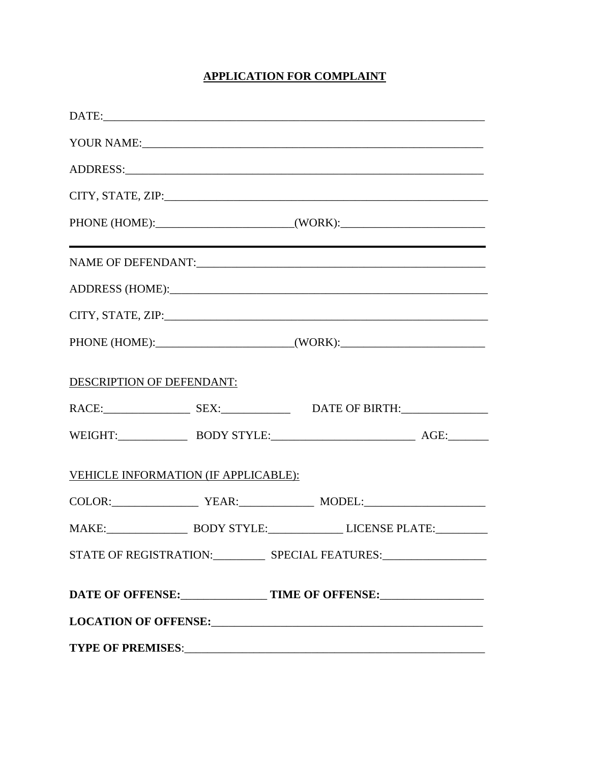**APPLICATION FOR COMPLAINT**

DATE:_______________________________________________________________

YOUR NAME:__________________________________________________________

ADDRESS:____________________________________________________________

CITY, STATE, ZIP:_____________________________________________________

PHONE (HOME):________________________(WORK):_________________________

---

NAME OF DEFENDANT:__________________________________________________

ADDRESS (HOME):______________________________________________________

CITY, STATE, ZIP:_____________________________________________________

PHONE (HOME):________________________(WORK):_________________________

DESCRIPTION OF DEFENDANT:

RACE:_______________ SEX:____________ DATE OF BIRTH:_______________

WEIGHT:____________ BODY STYLE:_________________________ AGE:_______

VEHICLE INFORMATION (IF APPLICABLE):

COLOR:_______________ YEAR:_____________ MODEL:_____________________

MAKE:______________ BODY STYLE:_____________ LICENSE PLATE:_________

STATE OF REGISTRATION:_________ SPECIAL FEATURES:__________________

**DATE OF OFFENSE:**_______________ **TIME OF OFFENSE:**__________________

**LOCATION OF OFFENSE:**_________________________________________________

**TYPE OF PREMISES**:_____________________________________________________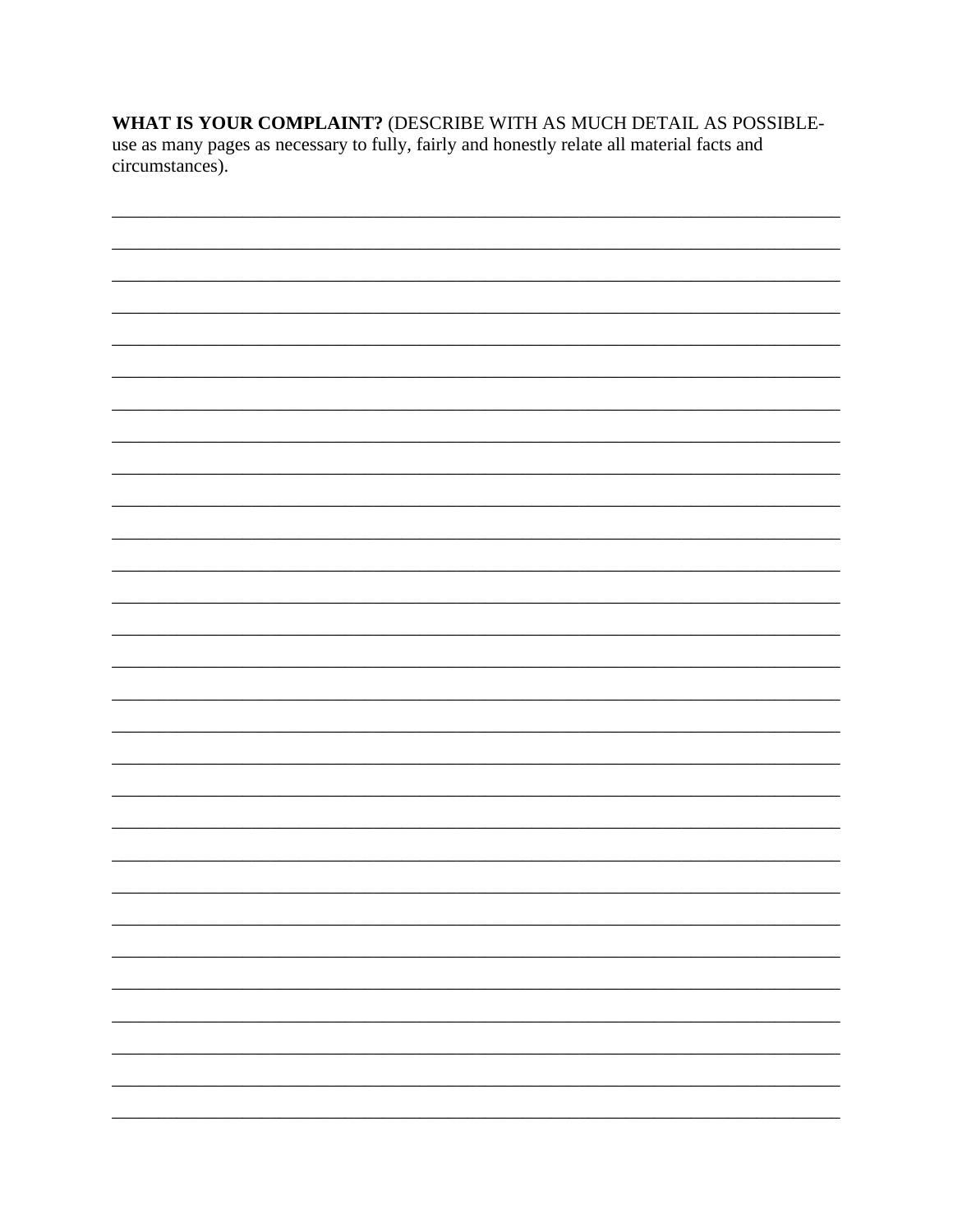**WHAT IS YOUR COMPLAINT?** (DESCRIBE WITH AS MUCH DETAIL AS POSSIBLE- use as many pages as necessary to fully, fairly and honestly relate all material facts and circumstances).

______________________________________________________________________________

______________________________________________________________________________

______________________________________________________________________________

______________________________________________________________________________

______________________________________________________________________________

______________________________________________________________________________

______________________________________________________________________________

______________________________________________________________________________

______________________________________________________________________________

______________________________________________________________________________

______________________________________________________________________________

______________________________________________________________________________

______________________________________________________________________________

______________________________________________________________________________

______________________________________________________________________________

______________________________________________________________________________

______________________________________________________________________________

______________________________________________________________________________

______________________________________________________________________________

______________________________________________________________________________

______________________________________________________________________________

______________________________________________________________________________

______________________________________________________________________________

______________________________________________________________________________

______________________________________________________________________________

______________________________________________________________________________

______________________________________________________________________________

______________________________________________________________________________

______________________________________________________________________________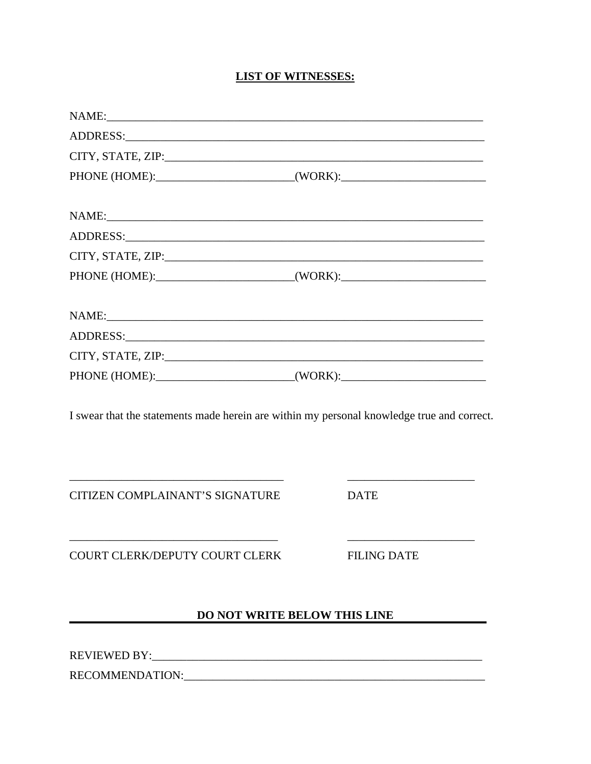**LIST OF WITNESSES:**

NAME:___________________________________________________________________

ADDRESS:________________________________________________________________

CITY, STATE, ZIP:_________________________________________________________

PHONE (HOME):________________________(WORK):_________________________

NAME:___________________________________________________________________

ADDRESS:________________________________________________________________

CITY, STATE, ZIP:_________________________________________________________

PHONE (HOME):________________________(WORK):_________________________

NAME:___________________________________________________________________

ADDRESS:________________________________________________________________

CITY, STATE, ZIP:_________________________________________________________

PHONE (HOME):________________________(WORK):_________________________

I swear that the statements made herein are within my personal knowledge true and correct.

_____________________________________ ______________________

CITIZEN COMPLAINANT'S SIGNATURE DATE

____________________________________ ______________________

COURT CLERK/DEPUTY COURT CLERK FILING DATE

**DO NOT WRITE BELOW THIS LINE**

REVIEWED BY:____________________________________________________________

RECOMMENDATION:______________________________________________________